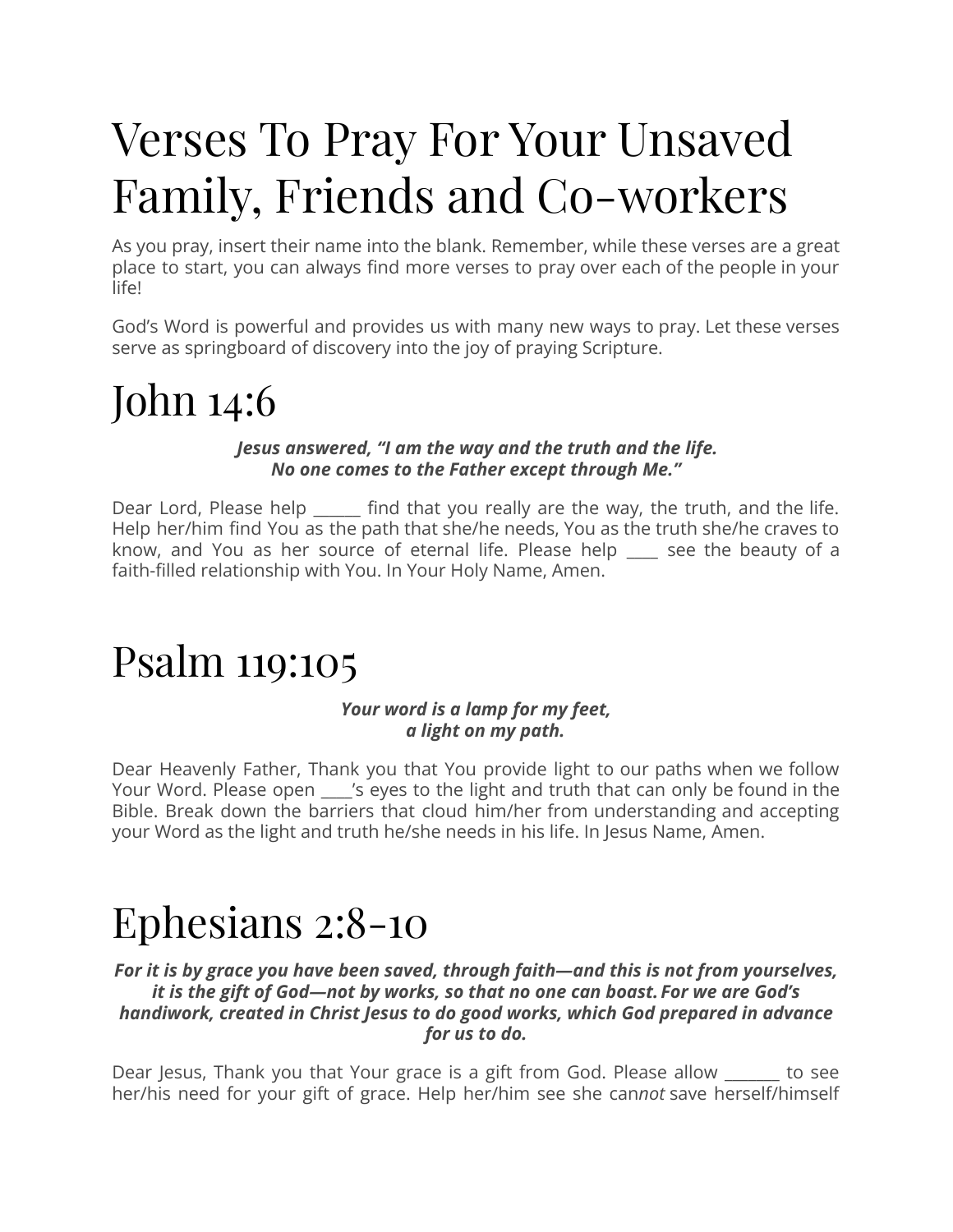# Verses To Pray For Your Unsaved Family, Friends and Co-workers

As you pray, insert their name into the blank. Remember, while these verses are a great place to start, you can always find more verses to pray over each of the people in your life!

God's Word is powerful and provides us with many new ways to pray. Let these verses serve as springboard of discovery into the joy of praying Scripture.

# John 14:6

***Jesus answered, "I am the way and the truth and the life. No one comes to the Father except through Me."***

Dear Lord, Please help ______ find that you really are the way, the truth, and the life. Help her/him find You as the path that she/he needs, You as the truth she/he craves to know, and You as her source of eternal life. Please help ____ see the beauty of a faith-filled relationship with You. In Your Holy Name, Amen.

# Psalm 119:105

***Your word is a lamp for my feet, a light on my path.***

Dear Heavenly Father, Thank you that You provide light to our paths when we follow Your Word. Please open ____'s eyes to the light and truth that can only be found in the Bible. Break down the barriers that cloud him/her from understanding and accepting your Word as the light and truth he/she needs in his life. In Jesus Name, Amen.

# Ephesians 2:8-10

***For it is by grace you have been saved, through faith—and this is not from yourselves, it is the gift of God—not by works, so that no one can boast. For we are God's handiwork, created in Christ Jesus to do good works, which God prepared in advance for us to do.***

Dear Jesus, Thank you that Your grace is a gift from God. Please allow _______ to see her/his need for your gift of grace. Help her/him see she can*not* save herself/himself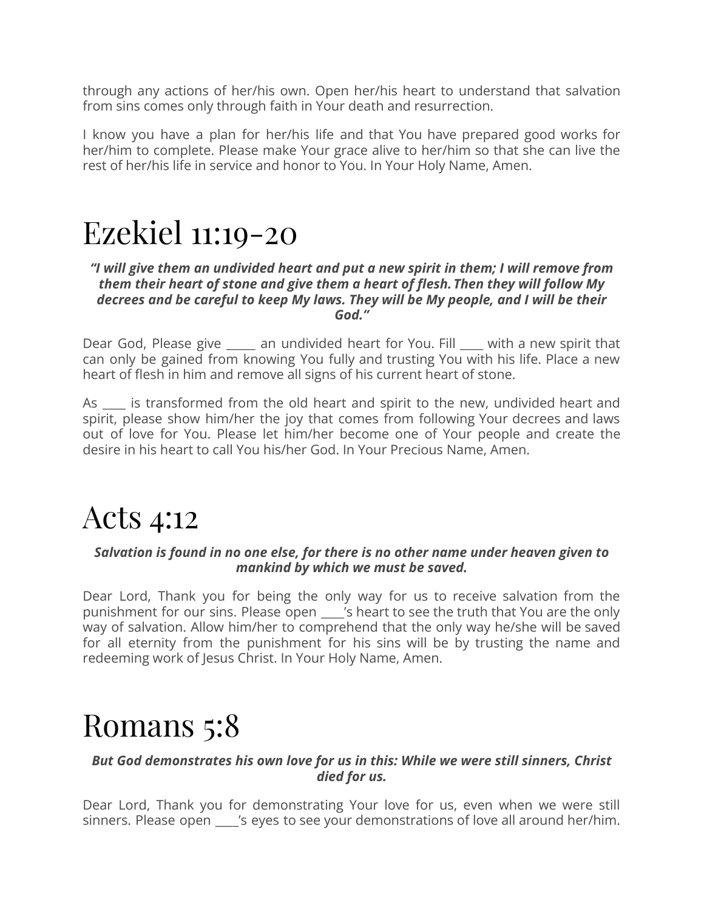through any actions of her/his own. Open her/his heart to understand that salvation from sins comes only through faith in Your death and resurrection.

I know you have a plan for her/his life and that You have prepared good works for her/him to complete. Please make Your grace alive to her/him so that she can live the rest of her/his life in service and honor to You. In Your Holy Name, Amen.

# Ezekiel 11:19-20

***"I will give them an undivided heart and put a new spirit in them; I will remove from them their heart of stone and give them a heart of flesh. Then they will follow My decrees and be careful to keep My laws. They will be My people, and I will be their God."***

Dear God, Please give _____ an undivided heart for You. Fill ____ with a new spirit that can only be gained from knowing You fully and trusting You with his life. Place a new heart of flesh in him and remove all signs of his current heart of stone.

As ____ is transformed from the old heart and spirit to the new, undivided heart and spirit, please show him/her the joy that comes from following Your decrees and laws out of love for You. Please let him/her become one of Your people and create the desire in his heart to call You his/her God. In Your Precious Name, Amen.

# Acts 4:12

***Salvation is found in no one else, for there is no other name under heaven given to mankind by which we must be saved.***

Dear Lord, Thank you for being the only way for us to receive salvation from the punishment for our sins. Please open ____'s heart to see the truth that You are the only way of salvation. Allow him/her to comprehend that the only way he/she will be saved for all eternity from the punishment for his sins will be by trusting the name and redeeming work of Jesus Christ. In Your Holy Name, Amen.

# Romans 5:8

***But God demonstrates his own love for us in this: While we were still sinners, Christ died for us.***

Dear Lord, Thank you for demonstrating Your love for us, even when we were still sinners. Please open ____'s eyes to see your demonstrations of love all around her/him.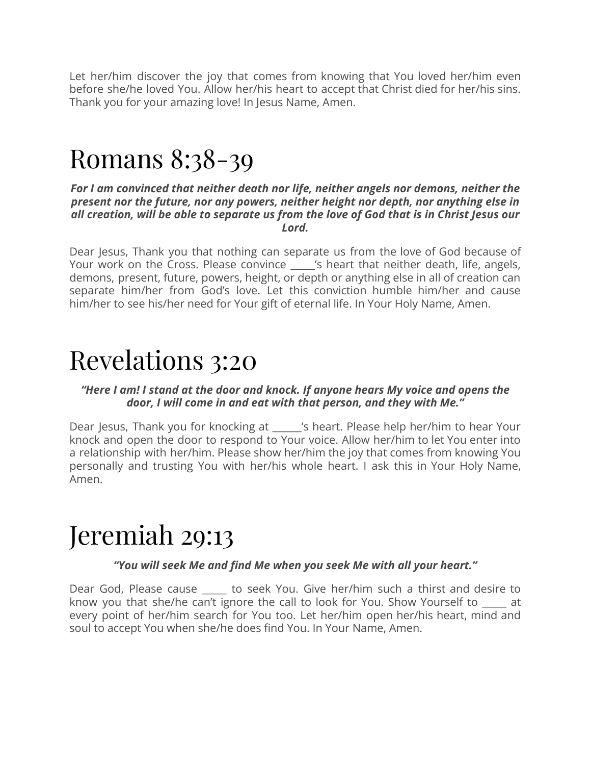Let her/him discover the joy that comes from knowing that You loved her/him even before she/he loved You. Allow her/his heart to accept that Christ died for her/his sins. Thank you for your amazing love! In Jesus Name, Amen.

# Romans 8:38-39

***For I am convinced that neither death nor life, neither angels nor demons, neither the present nor the future, nor any powers, neither height nor depth, nor anything else in all creation, will be able to separate us from the love of God that is in Christ Jesus our Lord.***

Dear Jesus, Thank you that nothing can separate us from the love of God because of Your work on the Cross. Please convince _____'s heart that neither death, life, angels, demons, present, future, powers, height, or depth or anything else in all of creation can separate him/her from God's love. Let this conviction humble him/her and cause him/her to see his/her need for Your gift of eternal life. In Your Holy Name, Amen.

# Revelations 3:20

***"Here I am! I stand at the door and knock. If anyone hears My voice and opens the door, I will come in and eat with that person, and they with Me."***

Dear Jesus, Thank you for knocking at ______'s heart. Please help her/him to hear Your knock and open the door to respond to Your voice. Allow her/him to let You enter into a relationship with her/him. Please show her/him the joy that comes from knowing You personally and trusting You with her/his whole heart. I ask this in Your Holy Name, Amen.

# Jeremiah 29:13

***"You will seek Me and find Me when you seek Me with all your heart."***

Dear God, Please cause _____ to seek You. Give her/him such a thirst and desire to know you that she/he can't ignore the call to look for You. Show Yourself to _____ at every point of her/him search for You too. Let her/him open her/his heart, mind and soul to accept You when she/he does find You. In Your Name, Amen.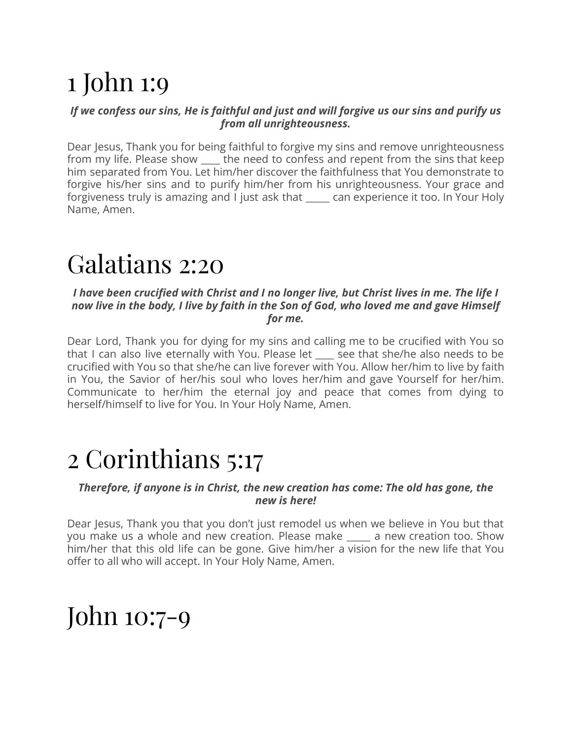# 1 John 1:9

***If we confess our sins, He is faithful and just and will forgive us our sins and purify us from all unrighteousness.***

Dear Jesus, Thank you for being faithful to forgive my sins and remove unrighteousness from my life. Please show ____ the need to confess and repent from the sins that keep him separated from You. Let him/her discover the faithfulness that You demonstrate to forgive his/her sins and to purify him/her from his unrighteousness. Your grace and forgiveness truly is amazing and I just ask that _____ can experience it too. In Your Holy Name, Amen.

# Galatians 2:20

***I have been crucified with Christ and I no longer live, but Christ lives in me. The life I now live in the body, I live by faith in the Son of God, who loved me and gave Himself for me.***

Dear Lord, Thank you for dying for my sins and calling me to be crucified with You so that I can also live eternally with You. Please let ____ see that she/he also needs to be crucified with You so that she/he can live forever with You. Allow her/him to live by faith in You, the Savior of her/his soul who loves her/him and gave Yourself for her/him. Communicate to her/him the eternal joy and peace that comes from dying to herself/himself to live for You. In Your Holy Name, Amen.

# 2 Corinthians 5:17

***Therefore, if anyone is in Christ, the new creation has come: The old has gone, the new is here!***

Dear Jesus, Thank you that you don't just remodel us when we believe in You but that you make us a whole and new creation. Please make _____ a new creation too. Show him/her that this old life can be gone. Give him/her a vision for the new life that You offer to all who will accept. In Your Holy Name, Amen.

# John 10:7-9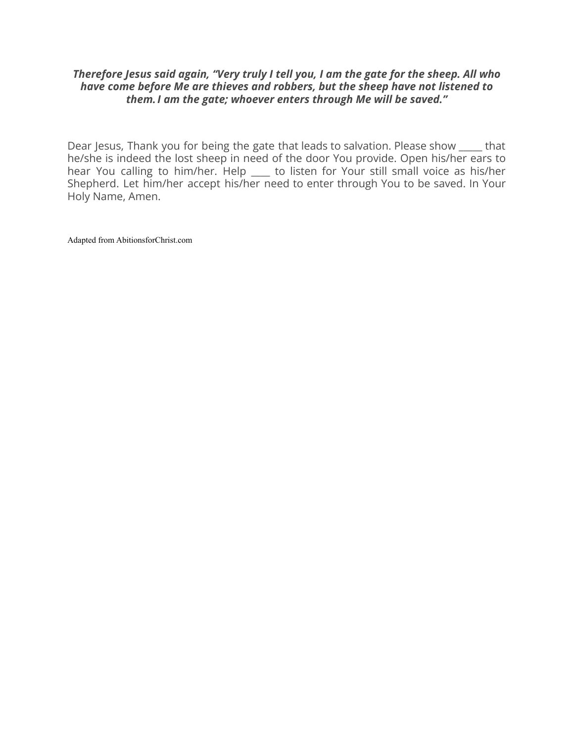***Therefore Jesus said again, "Very truly I tell you, I am the gate for the sheep. All who have come before Me are thieves and robbers, but the sheep have not listened to them. I am the gate; whoever enters through Me will be saved."***

Dear Jesus, Thank you for being the gate that leads to salvation. Please show _____ that he/she is indeed the lost sheep in need of the door You provide. Open his/her ears to hear You calling to him/her. Help ____ to listen for Your still small voice as his/her Shepherd. Let him/her accept his/her need to enter through You to be saved. In Your Holy Name, Amen.

Adapted from AbitionsforChrist.com